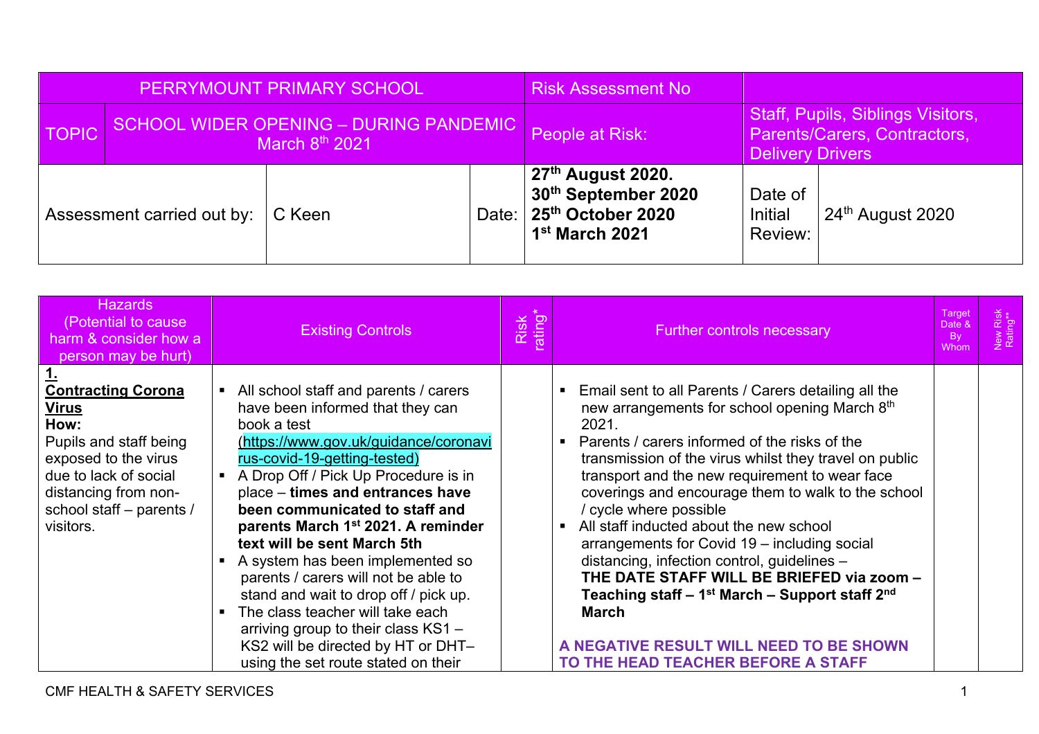| PERRYMOUNT PRIMARY SCHOOL | | | | Risk Assessment No | | |
|---|---|---|---|---|---|---|
| TOPIC | SCHOOL WIDER OPENING – DURING PANDEMIC March 8th 2021 | | | People at Risk: | Staff, Pupils, Siblings Visitors, Parents/Carers, Contractors, Delivery Drivers | |
| Assessment carried out by: | | C Keen | Date: | **27th August 2020. 30th September 2020 25th October 2020 1st March 2021** | Date of Initial Review: | 24th August 2020 |

| Hazards (Potential to cause harm & consider how a person may be hurt) | Existing Controls | Risk rating* | Further controls necessary | Target Date & By Whom | New Risk Rating** |
|---|---|---|---|---|---|
| **1.** **Contracting Corona Virus** **How:** Pupils and staff being exposed to the virus due to lack of social distancing from non-school staff – parents / visitors. | ▪ All school staff and parents / carers have been informed that they can book a test (https://www.gov.uk/guidance/coronavirus-covid-19-getting-tested) ▪ A Drop Off / Pick Up Procedure is in place – **times and entrances have been communicated to staff and parents March 1st 2021. A reminder text will be sent March 5th** ▪ A system has been implemented so parents / carers will not be able to stand and wait to drop off / pick up. ▪ The class teacher will take each arriving group to their class KS1 – KS2 will be directed by HT or DHT– using the set route stated on their | | ▪ Email sent to all Parents / Carers detailing all the new arrangements for school opening March 8th 2021. ▪ Parents / carers informed of the risks of the transmission of the virus whilst they travel on public transport and the new requirement to wear face coverings and encourage them to walk to the school / cycle where possible ▪ All staff inducted about the new school arrangements for Covid 19 – including social distancing, infection control, guidelines – **THE DATE STAFF WILL BE BRIEFED via zoom – Teaching staff – 1st March – Support staff 2nd March** **A NEGATIVE RESULT WILL NEED TO BE SHOWN TO THE HEAD TEACHER BEFORE A STAFF** | | |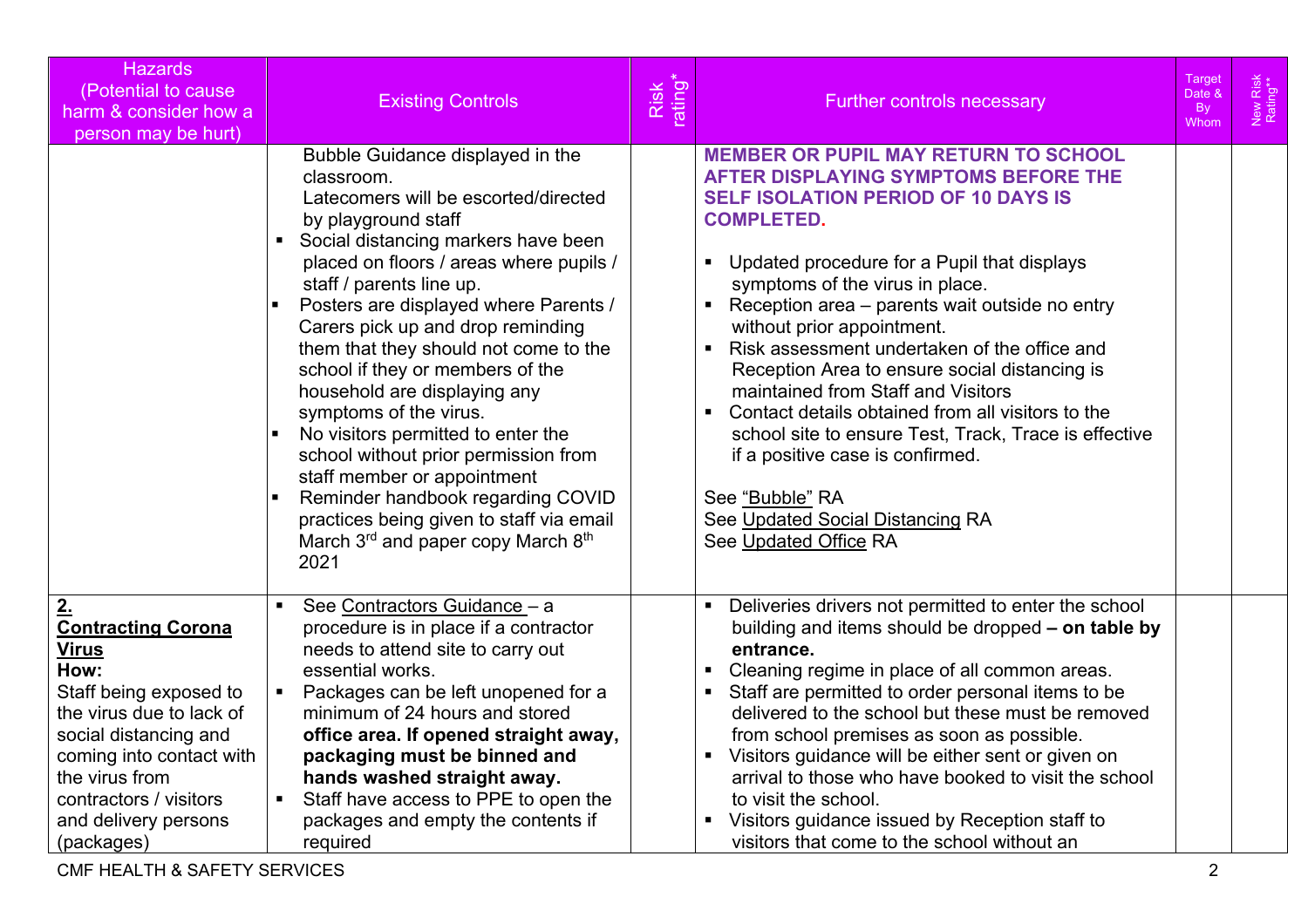| Hazards (Potential to cause harm & consider how a person may be hurt) | Existing Controls | Risk rating* | Further controls necessary | Target Date & By Whom | New Risk Rating** |
|---|---|---|---|---|---|
| | Bubble Guidance displayed in the classroom.<br>Latecomers will be escorted/directed by playground staff<br>▪ Social distancing markers have been placed on floors / areas where pupils / staff / parents line up.<br>▪ Posters are displayed where Parents / Carers pick up and drop reminding them that they should not come to the school if they or members of the household are displaying any symptoms of the virus.<br>▪ No visitors permitted to enter the school without prior permission from staff member or appointment<br>▪ Reminder handbook regarding COVID practices being given to staff via email March 3rd and paper copy March 8th 2021 | | **MEMBER OR PUPIL MAY RETURN TO SCHOOL AFTER DISPLAYING SYMPTOMS BEFORE THE SELF ISOLATION PERIOD OF 10 DAYS IS COMPLETED.**<br><br>▪ Updated procedure for a Pupil that displays symptoms of the virus in place.<br>▪ Reception area – parents wait outside no entry without prior appointment.<br>▪ Risk assessment undertaken of the office and Reception Area to ensure social distancing is maintained from Staff and Visitors<br>▪ Contact details obtained from all visitors to the school site to ensure Test, Track, Trace is effective if a positive case is confirmed.<br><br>See "Bubble" RA<br>See Updated Social Distancing RA<br>See Updated Office RA | | |
| **2.**<br>**Contracting Corona Virus**<br>**How:**<br>Staff being exposed to the virus due to lack of social distancing and coming into contact with the virus from contractors / visitors and delivery persons (packages) | ▪ See Contractors Guidance – a procedure is in place if a contractor needs to attend site to carry out essential works.<br>▪ Packages can be left unopened for a minimum of 24 hours and stored **office area. If opened straight away, packaging must be binned and hands washed straight away.**<br>▪ Staff have access to PPE to open the packages and empty the contents if required | | ▪ Deliveries drivers not permitted to enter the school building and items should be dropped **– on table by entrance.**<br>▪ Cleaning regime in place of all common areas.<br>▪ Staff are permitted to order personal items to be delivered to the school but these must be removed from school premises as soon as possible.<br>▪ Visitors guidance will be either sent or given on arrival to those who have booked to visit the school to visit the school.<br>▪ Visitors guidance issued by Reception staff to visitors that come to the school without an | | |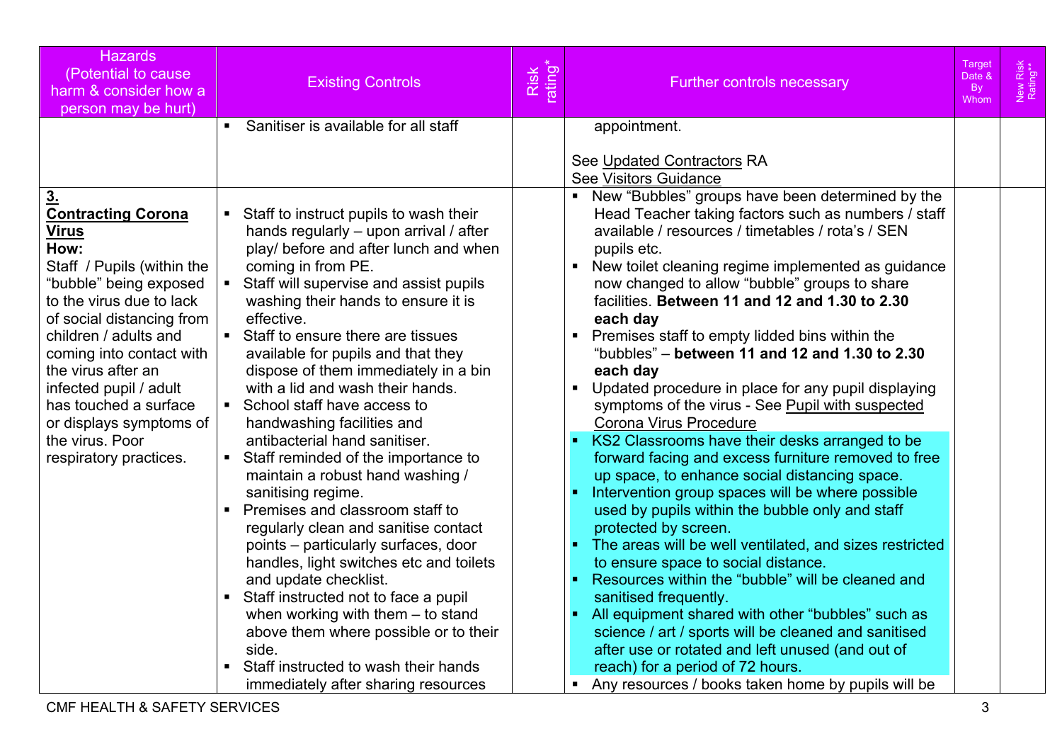| Hazards (Potential to cause harm & consider how a person may be hurt) | Existing Controls | Risk rating* | Further controls necessary | Target Date & By Whom | New Risk Rating** |
|---|---|---|---|---|---|
| | ▪ Sanitiser is available for all staff | | appointment.<br><br>See Updated Contractors RA<br>See Visitors Guidance | | |
| **3. Contracting Corona Virus**<br>**How:**<br>Staff / Pupils (within the "bubble" being exposed to the virus due to lack of social distancing from children / adults and coming into contact with the virus after an infected pupil / adult has touched a surface or displays symptoms of the virus. Poor respiratory practices. | ▪ Staff to instruct pupils to wash their hands regularly – upon arrival / after play/ before and after lunch and when coming in from PE.<br>▪ Staff will supervise and assist pupils washing their hands to ensure it is effective.<br>▪ Staff to ensure there are tissues available for pupils and that they dispose of them immediately in a bin with a lid and wash their hands.<br>▪ School staff have access to handwashing facilities and antibacterial hand sanitiser.<br>▪ Staff reminded of the importance to maintain a robust hand washing / sanitising regime.<br>▪ Premises and classroom staff to regularly clean and sanitise contact points – particularly surfaces, door handles, light switches etc and toilets and update checklist.<br>▪ Staff instructed not to face a pupil when working with them – to stand above them where possible or to their side.<br>▪ Staff instructed to wash their hands immediately after sharing resources | | ▪ New "Bubbles" groups have been determined by the Head Teacher taking factors such as numbers / staff available / resources / timetables / rota's / SEN pupils etc.<br>▪ New toilet cleaning regime implemented as guidance now changed to allow "bubble" groups to share facilities. **Between 11 and 12 and 1.30 to 2.30 each day**<br>▪ Premises staff to empty lidded bins within the "bubbles" – **between 11 and 12 and 1.30 to 2.30 each day**<br>▪ Updated procedure in place for any pupil displaying symptoms of the virus - See Pupil with suspected Corona Virus Procedure<br>▪ KS2 Classrooms have their desks arranged to be forward facing and excess furniture removed to free up space, to enhance social distancing space.<br>▪ Intervention group spaces will be where possible used by pupils within the bubble only and staff protected by screen.<br>▪ The areas will be well ventilated, and sizes restricted to ensure space to social distance.<br>▪ Resources within the "bubble" will be cleaned and sanitised frequently.<br>▪ All equipment shared with other "bubbles" such as science / art / sports will be cleaned and sanitised after use or rotated and left unused (and out of reach) for a period of 72 hours.<br>▪ Any resources / books taken home by pupils will be | | |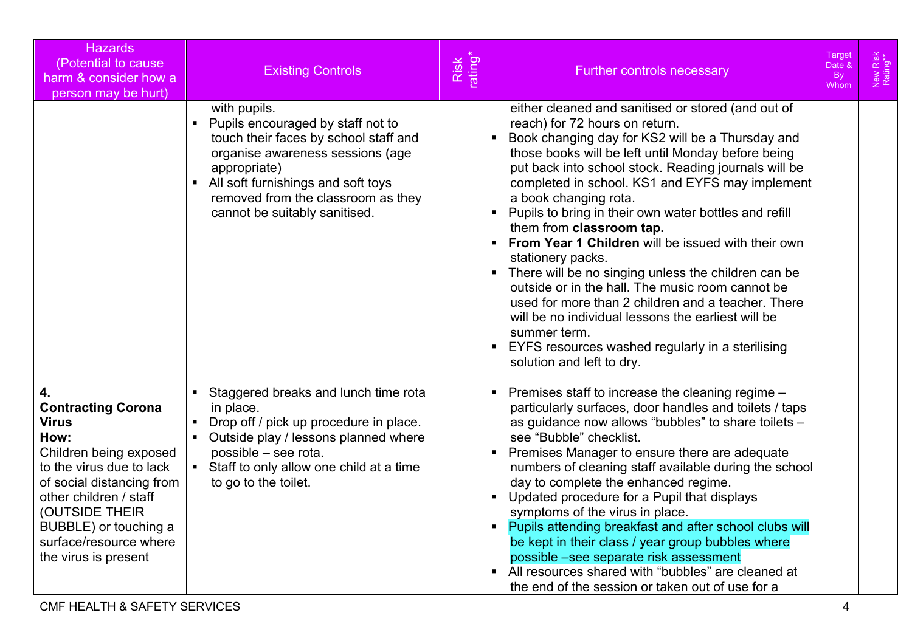| Hazards (Potential to cause harm & consider how a person may be hurt) | Existing Controls | Risk rating* | Further controls necessary | Target Date & By Whom | New Risk Rating** |
|---|---|---|---|---|---|
| | with pupils.<br>▪ Pupils encouraged by staff not to touch their faces by school staff and organise awareness sessions (age appropriate)<br>▪ All soft furnishings and soft toys removed from the classroom as they cannot be suitably sanitised. | | either cleaned and sanitised or stored (and out of reach) for 72 hours on return.<br>▪ Book changing day for KS2 will be a Thursday and those books will be left until Monday before being put back into school stock. Reading journals will be completed in school. KS1 and EYFS may implement a book changing rota.<br>▪ Pupils to bring in their own water bottles and refill them from **classroom tap.**<br>▪ **From Year 1 Children** will be issued with their own stationery packs.<br>▪ There will be no singing unless the children can be outside or in the hall. The music room cannot be used for more than 2 children and a teacher. There will be no individual lessons the earliest will be summer term.<br>▪ EYFS resources washed regularly in a sterilising solution and left to dry. | | |
| **4.**<br>**Contracting Corona Virus**<br>**How:**<br>Children being exposed to the virus due to lack of social distancing from other children / staff (OUTSIDE THEIR BUBBLE) or touching a surface/resource where the virus is present | ▪ Staggered breaks and lunch time rota in place.<br>▪ Drop off / pick up procedure in place.<br>▪ Outside play / lessons planned where possible – see rota.<br>▪ Staff to only allow one child at a time to go to the toilet. | | ▪ Premises staff to increase the cleaning regime – particularly surfaces, door handles and toilets / taps as guidance now allows "bubbles" to share toilets – see "Bubble" checklist.<br>▪ Premises Manager to ensure there are adequate numbers of cleaning staff available during the school day to complete the enhanced regime.<br>▪ Updated procedure for a Pupil that displays symptoms of the virus in place.<br>▪ Pupils attending breakfast and after school clubs will be kept in their class / year group bubbles where possible –see separate risk assessment<br>▪ All resources shared with "bubbles" are cleaned at the end of the session or taken out of use for a | | |

CMF HEALTH & SAFETY SERVICES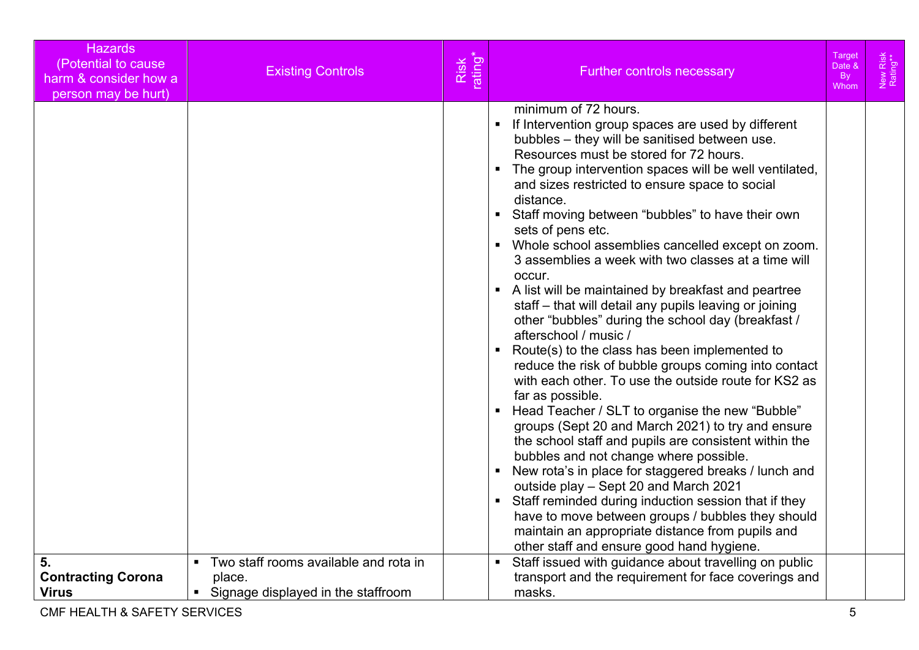| Hazards (Potential to cause harm & consider how a person may be hurt) | Existing Controls | Risk rating* | Further controls necessary | Target Date & By Whom | New Risk Rating** |
|---|---|---|---|---|---|
| | | | minimum of 72 hours.<br>▪ If Intervention group spaces are used by different bubbles – they will be sanitised between use. Resources must be stored for 72 hours.<br>▪ The group intervention spaces will be well ventilated, and sizes restricted to ensure space to social distance.<br>▪ Staff moving between "bubbles" to have their own sets of pens etc.<br>▪ Whole school assemblies cancelled except on zoom. 3 assemblies a week with two classes at a time will occur.<br>▪ A list will be maintained by breakfast and peartree staff – that will detail any pupils leaving or joining other "bubbles" during the school day (breakfast / afterschool / music /<br>▪ Route(s) to the class has been implemented to reduce the risk of bubble groups coming into contact with each other. To use the outside route for KS2 as far as possible.<br>▪ Head Teacher / SLT to organise the new "Bubble" groups (Sept 20 and March 2021) to try and ensure the school staff and pupils are consistent within the bubbles and not change where possible.<br>▪ New rota's in place for staggered breaks / lunch and outside play – Sept 20 and March 2021<br>▪ Staff reminded during induction session that if they have to move between groups / bubbles they should maintain an appropriate distance from pupils and other staff and ensure good hand hygiene. | | |
| **5. Contracting Corona Virus** | ▪ Two staff rooms available and rota in place.<br>▪ Signage displayed in the staffroom | | ▪ Staff issued with guidance about travelling on public transport and the requirement for face coverings and masks. | | |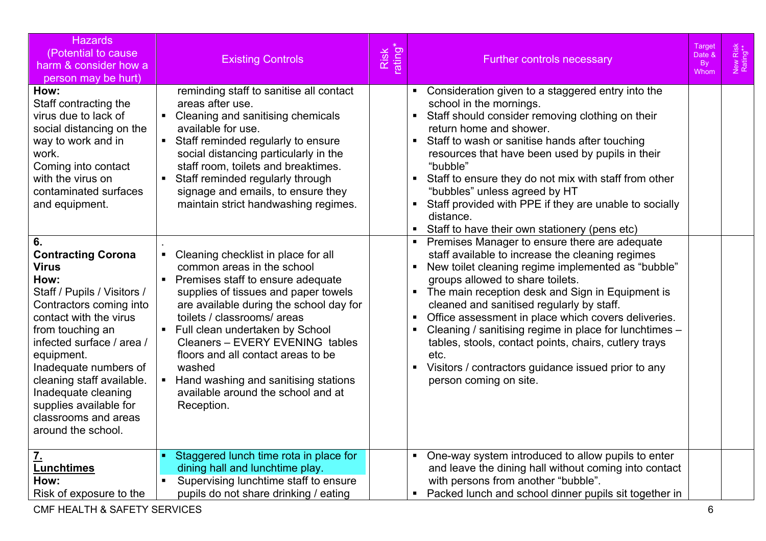| Hazards (Potential to cause harm & consider how a person may be hurt) | Existing Controls | Risk rating* | Further controls necessary | Target Date & By Whom | New Risk Rating** |
|---|---|---|---|---|---|
| **How:**<br>Staff contracting the virus due to lack of social distancing on the way to work and in work.<br>Coming into contact with the virus on contaminated surfaces and equipment. | reminding staff to sanitise all contact areas after use.<br>▪ Cleaning and sanitising chemicals available for use.<br>▪ Staff reminded regularly to ensure social distancing particularly in the staff room, toilets and breaktimes.<br>▪ Staff reminded regularly through signage and emails, to ensure they maintain strict handwashing regimes. | | ▪ Consideration given to a staggered entry into the school in the mornings.<br>▪ Staff should consider removing clothing on their return home and shower.<br>▪ Staff to wash or sanitise hands after touching resources that have been used by pupils in their "bubble"<br>▪ Staff to ensure they do not mix with staff from other "bubbles" unless agreed by HT<br>▪ Staff provided with PPE if they are unable to socially distance.<br>▪ Staff to have their own stationery (pens etc) | | |
| **6.**<br>**Contracting Corona Virus**<br>**How:**<br>Staff / Pupils / Visitors / Contractors coming into contact with the virus from touching an infected surface / area / equipment.<br>Inadequate numbers of cleaning staff available.<br>Inadequate cleaning supplies available for classrooms and areas around the school. | .<br>▪ Cleaning checklist in place for all common areas in the school<br>▪ Premises staff to ensure adequate supplies of tissues and paper towels are available during the school day for toilets / classrooms/ areas<br>▪ Full clean undertaken by School Cleaners – EVERY EVENING tables floors and all contact areas to be washed<br>▪ Hand washing and sanitising stations available around the school and at Reception. | | ▪ Premises Manager to ensure there are adequate staff available to increase the cleaning regimes<br>▪ New toilet cleaning regime implemented as "bubble" groups allowed to share toilets.<br>▪ The main reception desk and Sign in Equipment is cleaned and sanitised regularly by staff.<br>▪ Office assessment in place which covers deliveries.<br>▪ Cleaning / sanitising regime in place for lunchtimes – tables, stools, contact points, chairs, cutlery trays etc.<br>▪ Visitors / contractors guidance issued prior to any person coming on site. | | |
| **7.**<br>**Lunchtimes**<br>**How:**<br>Risk of exposure to the | ▪ Staggered lunch time rota in place for dining hall and lunchtime play.<br>▪ Supervising lunchtime staff to ensure pupils do not share drinking / eating | | ▪ One-way system introduced to allow pupils to enter and leave the dining hall without coming into contact with persons from another "bubble".<br>▪ Packed lunch and school dinner pupils sit together in | | |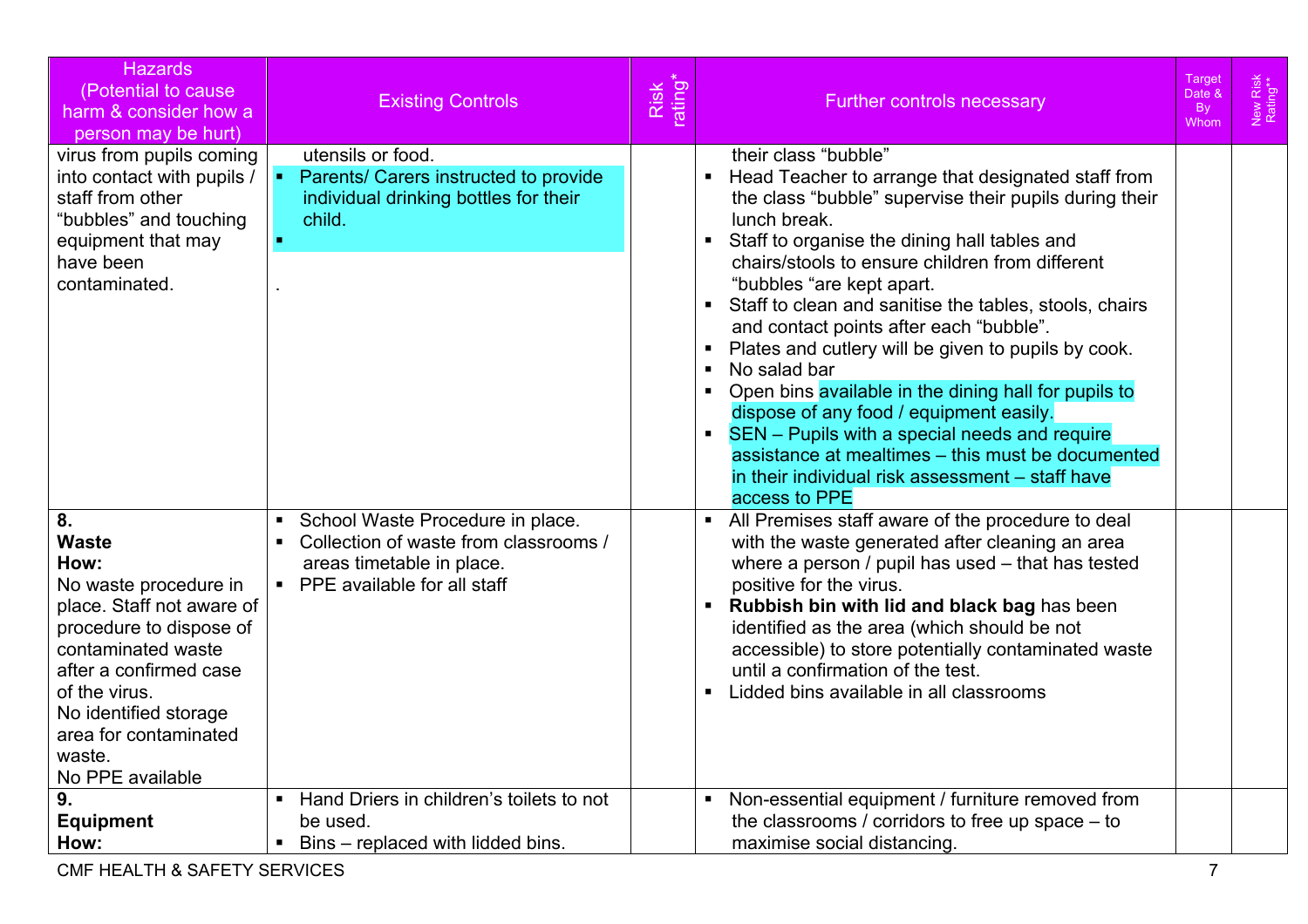| Hazards (Potential to cause harm & consider how a person may be hurt) | Existing Controls | Risk rating* | Further controls necessary | Target Date & By Whom | New Risk Rating** |
|---|---|---|---|---|---|
| virus from pupils coming into contact with pupils / staff from other "bubbles" and touching equipment that may have been contaminated. | utensils or food.<br>▪ Parents/ Carers instructed to provide individual drinking bottles for their child.<br>▪<br><br>. | | their class "bubble"<br>▪ Head Teacher to arrange that designated staff from the class "bubble" supervise their pupils during their lunch break.<br>▪ Staff to organise the dining hall tables and chairs/stools to ensure children from different "bubbles "are kept apart.<br>▪ Staff to clean and sanitise the tables, stools, chairs and contact points after each "bubble".<br>▪ Plates and cutlery will be given to pupils by cook.<br>▪ No salad bar<br>▪ Open bins available in the dining hall for pupils to dispose of any food / equipment easily.<br>▪ SEN – Pupils with a special needs and require assistance at mealtimes – this must be documented in their individual risk assessment – staff have access to PPE | | |
| **8.**<br>**Waste**<br>**How:**<br>No waste procedure in place. Staff not aware of procedure to dispose of contaminated waste after a confirmed case of the virus.<br>No identified storage area for contaminated waste.<br>No PPE available | ▪ School Waste Procedure in place.<br>▪ Collection of waste from classrooms / areas timetable in place.<br>▪ PPE available for all staff | | ▪ All Premises staff aware of the procedure to deal with the waste generated after cleaning an area where a person / pupil has used – that has tested positive for the virus.<br>▪ **Rubbish bin with lid and black bag** has been identified as the area (which should be not accessible) to store potentially contaminated waste until a confirmation of the test.<br>▪ Lidded bins available in all classrooms | | |
| **9.**<br>**Equipment**<br>**How:** | ▪ Hand Driers in children's toilets to not be used.<br>▪ Bins – replaced with lidded bins. | | ▪ Non-essential equipment / furniture removed from the classrooms / corridors to free up space – to maximise social distancing. | | |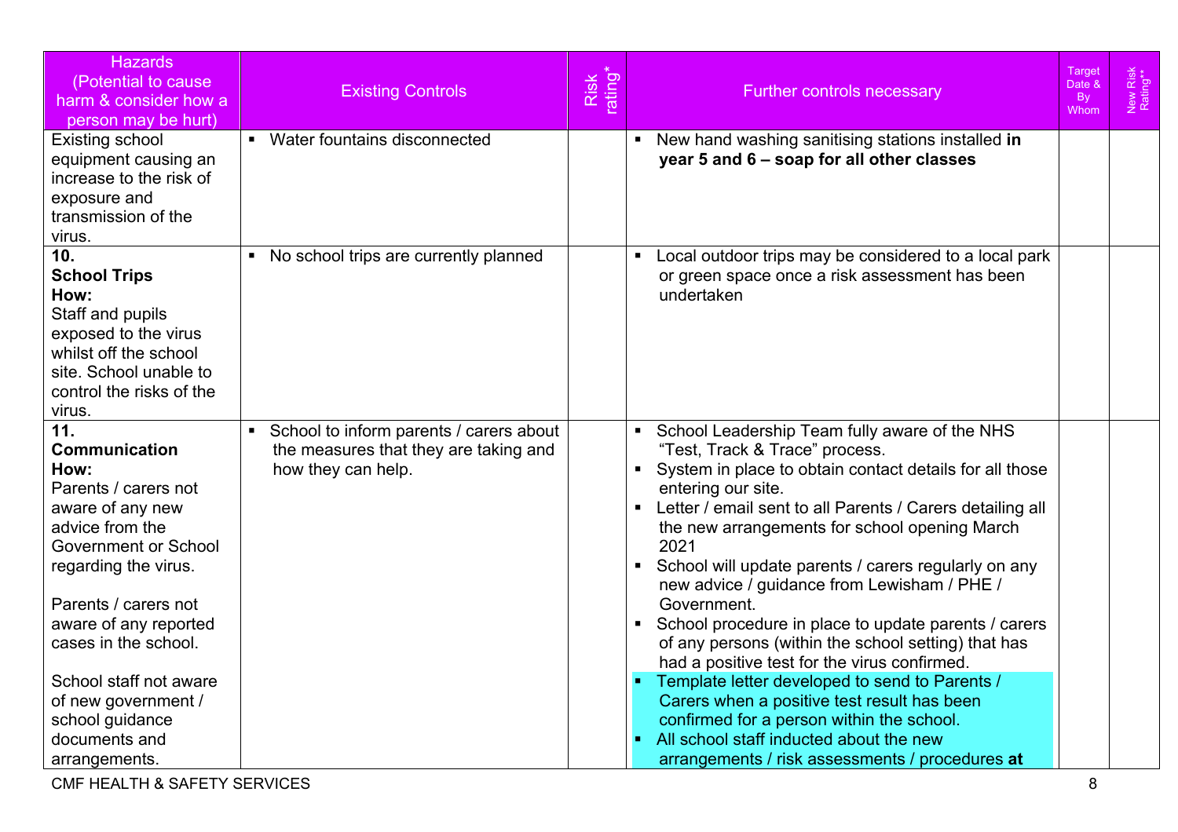| Hazards (Potential to cause harm & consider how a person may be hurt) | Existing Controls | Risk rating* | Further controls necessary | Target Date & By Whom | New Risk Rating** |
|---|---|---|---|---|---|
| Existing school equipment causing an increase to the risk of exposure and transmission of the virus. | ▪ Water fountains disconnected | | ▪ New hand washing sanitising stations installed **in year 5 and 6 – soap for all other classes** | | |
| **10. School Trips How:** Staff and pupils exposed to the virus whilst off the school site. School unable to control the risks of the virus. | ▪ No school trips are currently planned | | ▪ Local outdoor trips may be considered to a local park or green space once a risk assessment has been undertaken | | |
| **11. Communication How:** Parents / carers not aware of any new advice from the Government or School regarding the virus.<br><br>Parents / carers not aware of any reported cases in the school.<br><br>School staff not aware of new government / school guidance documents and arrangements. | ▪ School to inform parents / carers about the measures that they are taking and how they can help. | | ▪ School Leadership Team fully aware of the NHS "Test, Track & Trace" process.<br>▪ System in place to obtain contact details for all those entering our site.<br>▪ Letter / email sent to all Parents / Carers detailing all the new arrangements for school opening March 2021<br>▪ School will update parents / carers regularly on any new advice / guidance from Lewisham / PHE / Government.<br>▪ School procedure in place to update parents / carers of any persons (within the school setting) that has had a positive test for the virus confirmed.<br>▪ Template letter developed to send to Parents / Carers when a positive test result has been confirmed for a person within the school.<br>▪ All school staff inducted about the new arrangements / risk assessments / procedures **at** | | |

CMF HEALTH & SAFETY SERVICES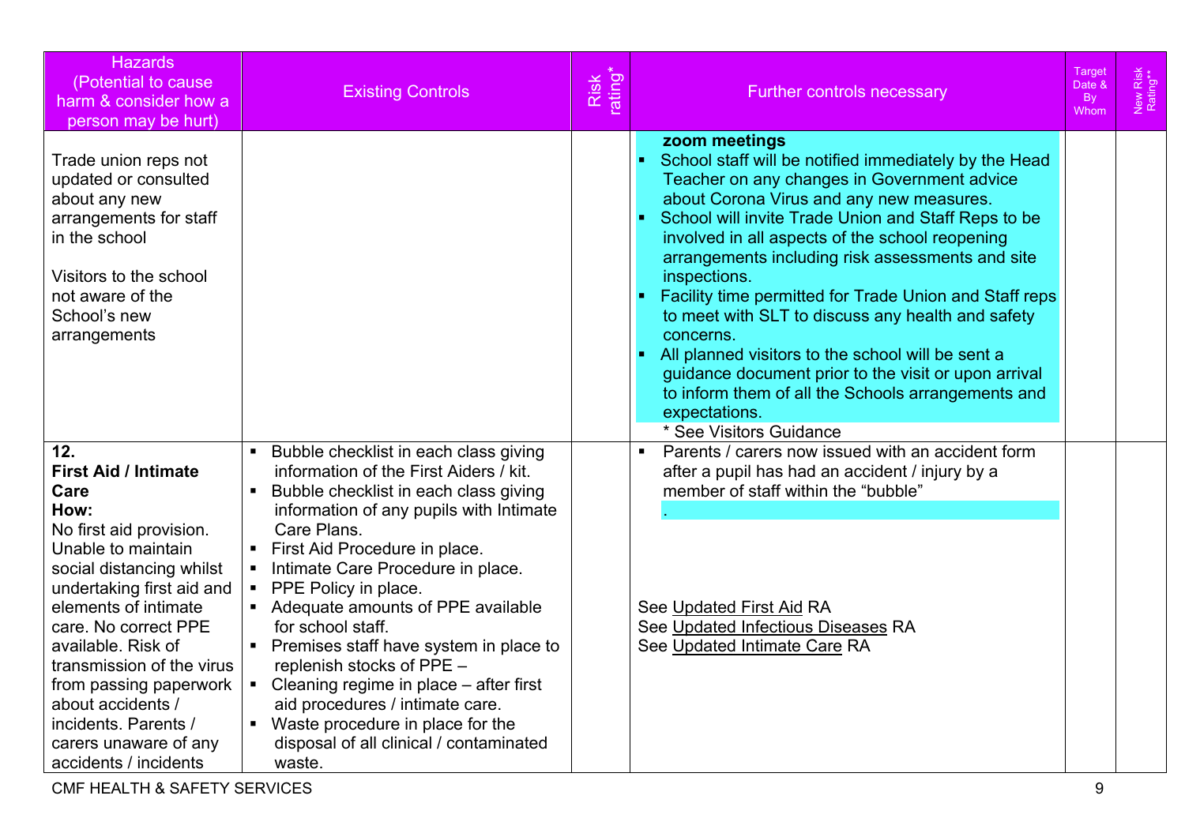| Hazards (Potential to cause harm & consider how a person may be hurt) | Existing Controls | Risk rating* | Further controls necessary | Target Date & By Whom | New Risk Rating** |
|---|---|---|---|---|---|
| Trade union reps not updated or consulted about any new arrangements for staff in the school<br><br>Visitors to the school not aware of the School's new arrangements | | | **zoom meetings**<br>▪ School staff will be notified immediately by the Head Teacher on any changes in Government advice about Corona Virus and any new measures.<br>▪ School will invite Trade Union and Staff Reps to be involved in all aspects of the school reopening arrangements including risk assessments and site inspections.<br>▪ Facility time permitted for Trade Union and Staff reps to meet with SLT to discuss any health and safety concerns.<br>▪ All planned visitors to the school will be sent a guidance document prior to the visit or upon arrival to inform them of all the Schools arrangements and expectations.<br>* See Visitors Guidance | | |
| **12.**<br>**First Aid / Intimate Care**<br>**How:**<br>No first aid provision. Unable to maintain social distancing whilst undertaking first aid and elements of intimate care. No correct PPE available. Risk of transmission of the virus from passing paperwork about accidents / incidents. Parents / carers unaware of any accidents / incidents | ▪ Bubble checklist in each class giving information of the First Aiders / kit.<br>▪ Bubble checklist in each class giving information of any pupils with Intimate Care Plans.<br>▪ First Aid Procedure in place.<br>▪ Intimate Care Procedure in place.<br>▪ PPE Policy in place.<br>▪ Adequate amounts of PPE available for school staff.<br>▪ Premises staff have system in place to replenish stocks of PPE –<br>▪ Cleaning regime in place – after first aid procedures / intimate care.<br>▪ Waste procedure in place for the disposal of all clinical / contaminated waste. | | ▪ Parents / carers now issued with an accident form after a pupil has had an accident / injury by a member of staff within the "bubble"<br>.<br><br>See Updated First Aid RA<br>See Updated Infectious Diseases RA<br>See Updated Intimate Care RA | | |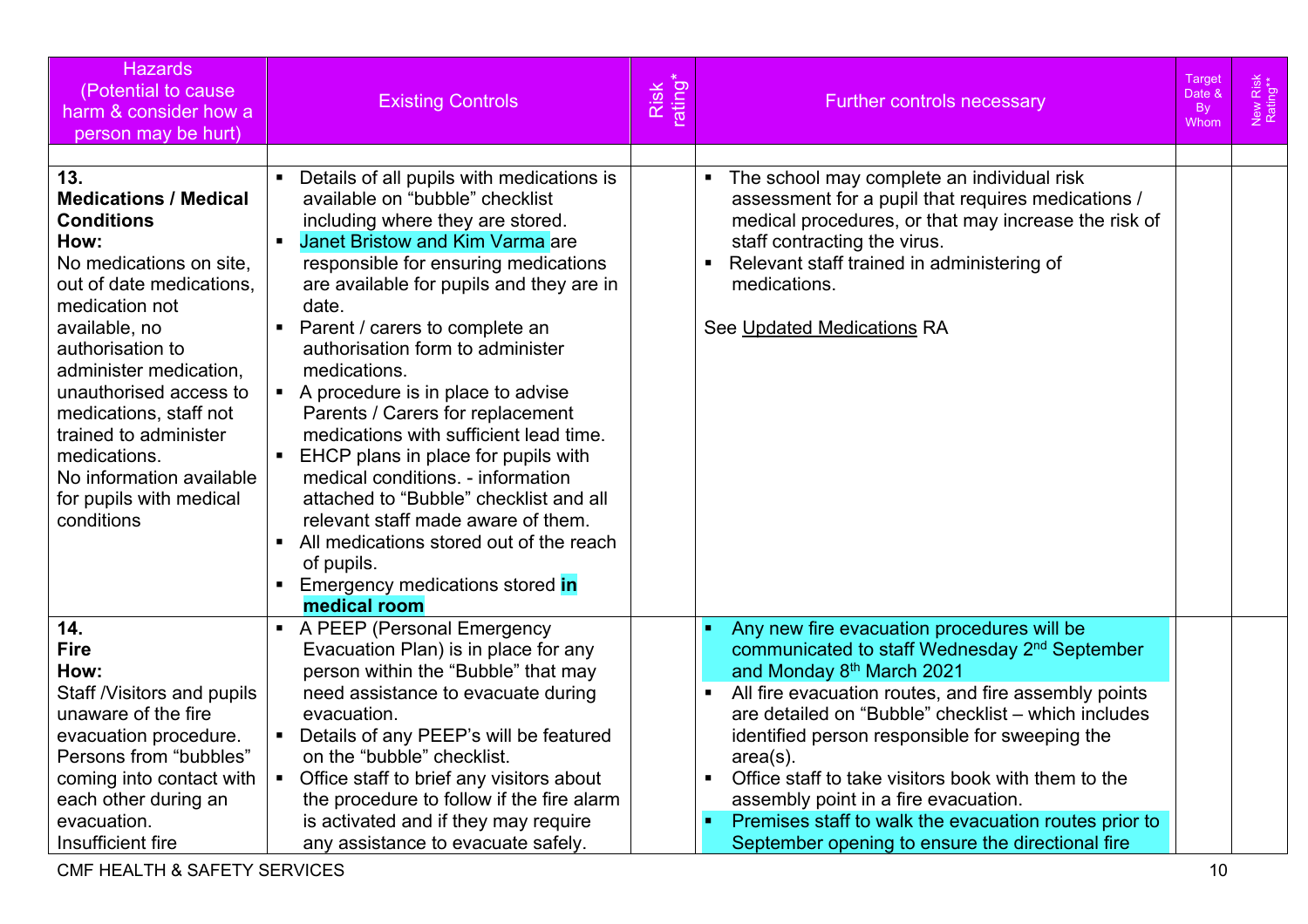| Hazards (Potential to cause harm & consider how a person may be hurt) | Existing Controls | Risk rating* | Further controls necessary | Target Date & By Whom | New Risk Rating** |
|---|---|---|---|---|---|
| | | | | | |
| **13. Medications / Medical Conditions How:** No medications on site, out of date medications, medication not available, no authorisation to administer medication, unauthorised access to medications, staff not trained to administer medications. No information available for pupils with medical conditions | ▪ Details of all pupils with medications is available on "bubble" checklist including where they are stored. ▪ Janet Bristow and Kim Varma are responsible for ensuring medications are available for pupils and they are in date. ▪ Parent / carers to complete an authorisation form to administer medications. ▪ A procedure is in place to advise Parents / Carers for replacement medications with sufficient lead time. ▪ EHCP plans in place for pupils with medical conditions. - information attached to "Bubble" checklist and all relevant staff made aware of them. ▪ All medications stored out of the reach of pupils. ▪ Emergency medications stored **in medical room** | | ▪ The school may complete an individual risk assessment for a pupil that requires medications / medical procedures, or that may increase the risk of staff contracting the virus. ▪ Relevant staff trained in administering of medications. See Updated Medications RA | | |
| **14. Fire How:** Staff /Visitors and pupils unaware of the fire evacuation procedure. Persons from "bubbles" coming into contact with each other during an evacuation. Insufficient fire | ▪ A PEEP (Personal Emergency Evacuation Plan) is in place for any person within the "Bubble" that may need assistance to evacuate during evacuation. ▪ Details of any PEEP's will be featured on the "bubble" checklist. ▪ Office staff to brief any visitors about the procedure to follow if the fire alarm is activated and if they may require any assistance to evacuate safely. | | ▪ Any new fire evacuation procedures will be communicated to staff Wednesday 2nd September and Monday 8th March 2021 ▪ All fire evacuation routes, and fire assembly points are detailed on "Bubble" checklist – which includes identified person responsible for sweeping the area(s). ▪ Office staff to take visitors book with them to the assembly point in a fire evacuation. ▪ Premises staff to walk the evacuation routes prior to September opening to ensure the directional fire | | |

CMF HEALTH & SAFETY SERVICES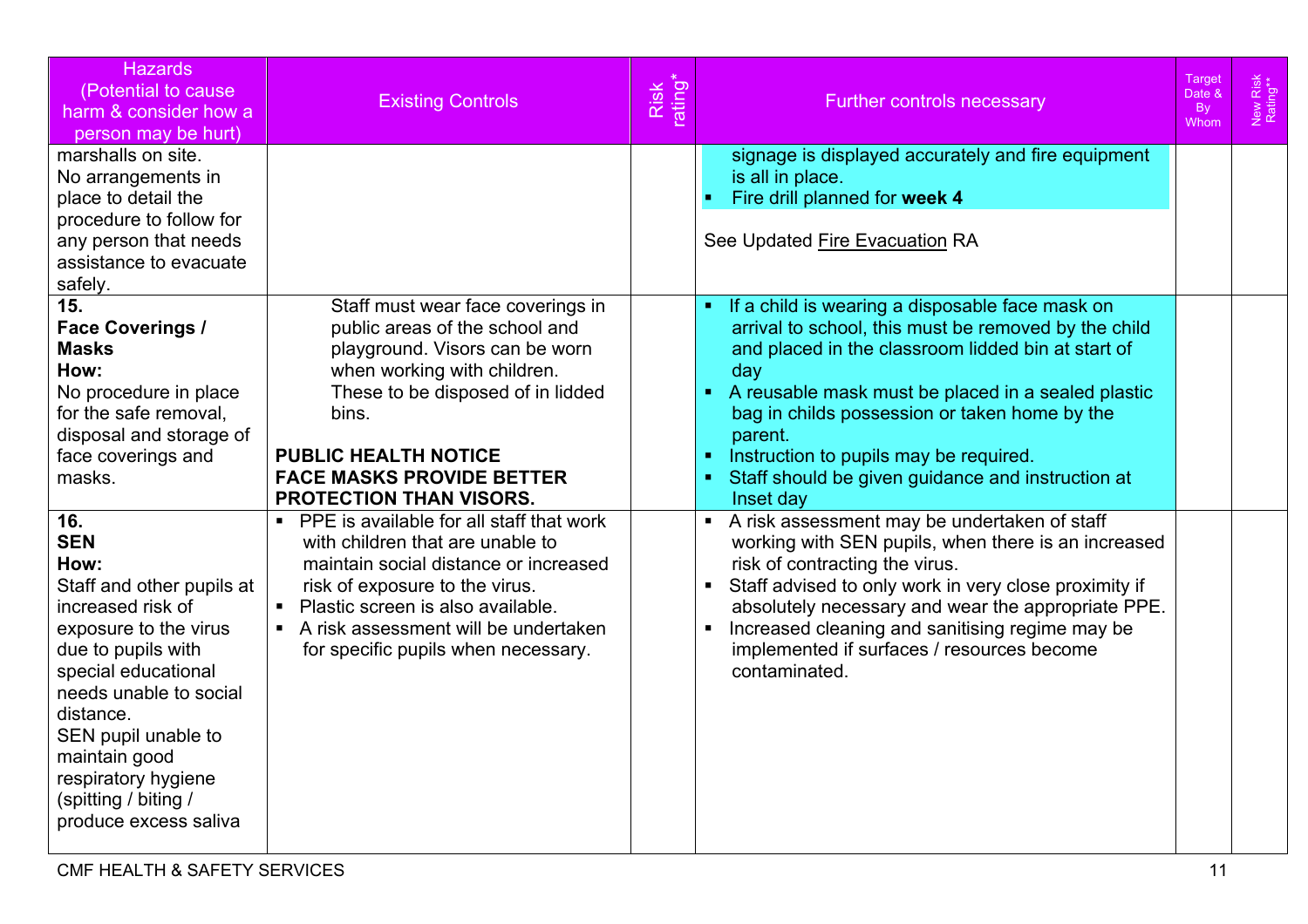| Hazards (Potential to cause harm & consider how a person may be hurt) | Existing Controls | Risk rating* | Further controls necessary | Target Date & By Whom | New Risk Rating** |
|---|---|---|---|---|---|
| marshalls on site.<br>No arrangements in place to detail the procedure to follow for any person that needs assistance to evacuate safely. | | | signage is displayed accurately and fire equipment is all in place.<br>▪ Fire drill planned for **week 4**<br><br>See Updated Fire Evacuation RA | | |
| **15.**<br>**Face Coverings / Masks**<br>**How:**<br>No procedure in place for the safe removal, disposal and storage of face coverings and masks. | Staff must wear face coverings in public areas of the school and playground. Visors can be worn when working with children. These to be disposed of in lidded bins.<br><br>**PUBLIC HEALTH NOTICE**<br>**FACE MASKS PROVIDE BETTER PROTECTION THAN VISORS.** | | ▪ If a child is wearing a disposable face mask on arrival to school, this must be removed by the child and placed in the classroom lidded bin at start of day<br>▪ A reusable mask must be placed in a sealed plastic bag in childs possession or taken home by the parent.<br>▪ Instruction to pupils may be required.<br>▪ Staff should be given guidance and instruction at Inset day | | |
| **16.**<br>**SEN**<br>**How:**<br>Staff and other pupils at increased risk of exposure to the virus due to pupils with special educational needs unable to social distance.<br>SEN pupil unable to maintain good respiratory hygiene (spitting / biting / produce excess saliva | ▪ PPE is available for all staff that work with children that are unable to maintain social distance or increased risk of exposure to the virus.<br>▪ Plastic screen is also available.<br>▪ A risk assessment will be undertaken for specific pupils when necessary. | | ▪ A risk assessment may be undertaken of staff working with SEN pupils, when there is an increased risk of contracting the virus.<br>▪ Staff advised to only work in very close proximity if absolutely necessary and wear the appropriate PPE.<br>▪ Increased cleaning and sanitising regime may be implemented if surfaces / resources become contaminated. | | |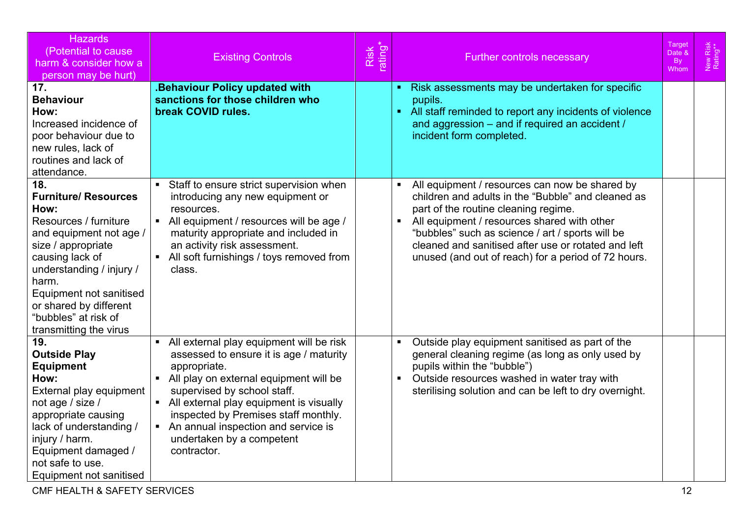| Hazards (Potential to cause harm & consider how a person may be hurt) | Existing Controls | Risk rating* | Further controls necessary | Target Date & By Whom | New Risk Rating** |
|---|---|---|---|---|---|
| **17. Behaviour How:** Increased incidence of poor behaviour due to new rules, lack of routines and lack of attendance. | **.Behaviour Policy updated with sanctions for those children who break COVID rules.** | | ▪ Risk assessments may be undertaken for specific pupils. ▪ All staff reminded to report any incidents of violence and aggression – and if required an accident / incident form completed. | | |
| **18. Furniture/ Resources How:** Resources / furniture and equipment not age / size / appropriate causing lack of understanding / injury / harm. Equipment not sanitised or shared by different "bubbles" at risk of transmitting the virus | ▪ Staff to ensure strict supervision when introducing any new equipment or resources. ▪ All equipment / resources will be age / maturity appropriate and included in an activity risk assessment. ▪ All soft furnishings / toys removed from class. | | ▪ All equipment / resources can now be shared by children and adults in the "Bubble" and cleaned as part of the routine cleaning regime. ▪ All equipment / resources shared with other "bubbles" such as science / art / sports will be cleaned and sanitised after use or rotated and left unused (and out of reach) for a period of 72 hours. | | |
| **19. Outside Play Equipment How:** External play equipment not age / size / appropriate causing lack of understanding / injury / harm. Equipment damaged / not safe to use. Equipment not sanitised | ▪ All external play equipment will be risk assessed to ensure it is age / maturity appropriate. ▪ All play on external equipment will be supervised by school staff. ▪ All external play equipment is visually inspected by Premises staff monthly. ▪ An annual inspection and service is undertaken by a competent contractor. | | ▪ Outside play equipment sanitised as part of the general cleaning regime (as long as only used by pupils within the "bubble") ▪ Outside resources washed in water tray with sterilising solution and can be left to dry overnight. | | |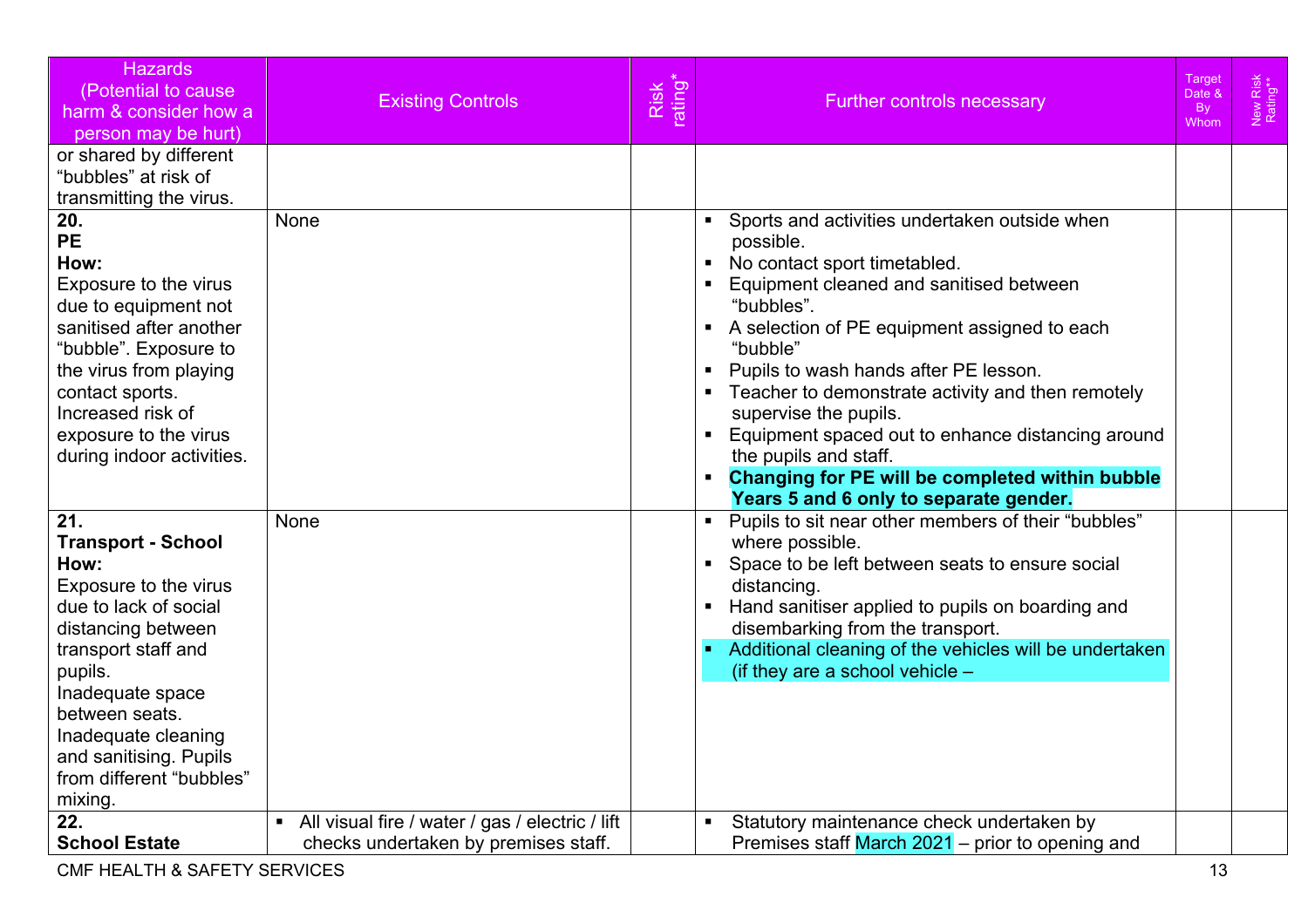| Hazards (Potential to cause harm & consider how a person may be hurt) | Existing Controls | Risk rating* | Further controls necessary | Target Date & By Whom | New Risk Rating** |
|---|---|---|---|---|---|
| or shared by different "bubbles" at risk of transmitting the virus. | | | | | |
| **20.** **PE** **How:** Exposure to the virus due to equipment not sanitised after another "bubble". Exposure to the virus from playing contact sports. Increased risk of exposure to the virus during indoor activities. | None | | ▪ Sports and activities undertaken outside when possible. ▪ No contact sport timetabled. ▪ Equipment cleaned and sanitised between "bubbles". ▪ A selection of PE equipment assigned to each "bubble" ▪ Pupils to wash hands after PE lesson. ▪ Teacher to demonstrate activity and then remotely supervise the pupils. ▪ Equipment spaced out to enhance distancing around the pupils and staff. ▪ **Changing for PE will be completed within bubble Years 5 and 6 only to separate gender.** | | |
| **21.** **Transport - School** **How:** Exposure to the virus due to lack of social distancing between transport staff and pupils. Inadequate space between seats. Inadequate cleaning and sanitising. Pupils from different "bubbles" mixing. | None | | ▪ Pupils to sit near other members of their "bubbles" where possible. ▪ Space to be left between seats to ensure social distancing. ▪ Hand sanitiser applied to pupils on boarding and disembarking from the transport. ▪ Additional cleaning of the vehicles will be undertaken (if they are a school vehicle – | | |
| **22.** **School Estate** | ▪ All visual fire / water / gas / electric / lift checks undertaken by premises staff. | | ▪ Statutory maintenance check undertaken by Premises staff March 2021 – prior to opening and | | |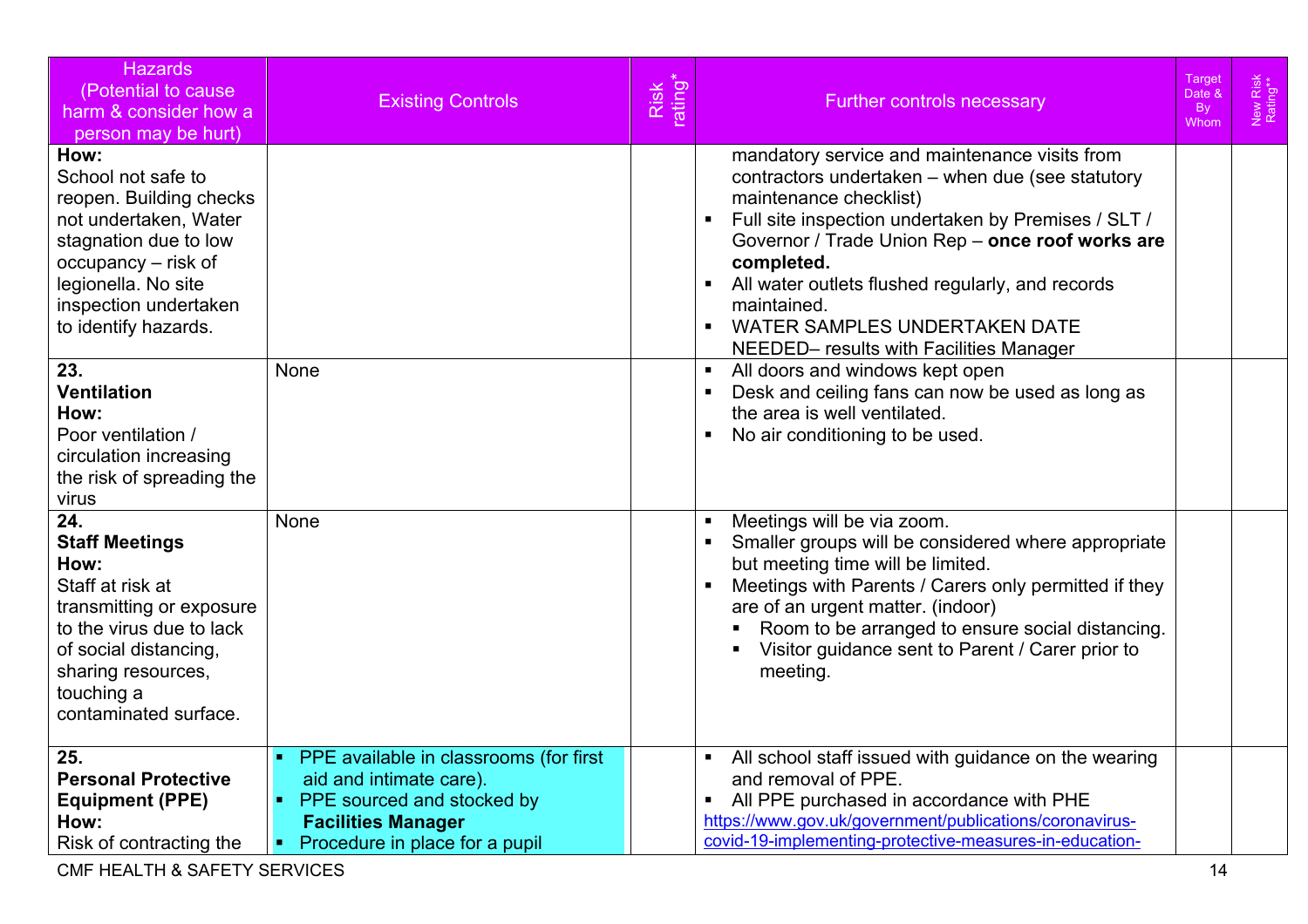| Hazards (Potential to cause harm & consider how a person may be hurt) | Existing Controls | Risk rating* | Further controls necessary | Target Date & By Whom | New Risk Rating** |
|---|---|---|---|---|---|
| **How:**<br>School not safe to reopen. Building checks not undertaken, Water stagnation due to low occupancy – risk of legionella. No site inspection undertaken to identify hazards. | | | mandatory service and maintenance visits from contractors undertaken – when due (see statutory maintenance checklist)<br>▪ Full site inspection undertaken by Premises / SLT / Governor / Trade Union Rep – **once roof works are completed.**<br>▪ All water outlets flushed regularly, and records maintained.<br>▪ WATER SAMPLES UNDERTAKEN DATE NEEDED– results with Facilities Manager | | |
| **23.**<br>**Ventilation**<br>**How:**<br>Poor ventilation / circulation increasing the risk of spreading the virus | None | | ▪ All doors and windows kept open<br>▪ Desk and ceiling fans can now be used as long as the area is well ventilated.<br>▪ No air conditioning to be used. | | |
| **24.**<br>**Staff Meetings**<br>**How:**<br>Staff at risk at transmitting or exposure to the virus due to lack of social distancing, sharing resources, touching a contaminated surface. | None | | ▪ Meetings will be via zoom.<br>▪ Smaller groups will be considered where appropriate but meeting time will be limited.<br>▪ Meetings with Parents / Carers only permitted if they are of an urgent matter. (indoor)<br>&nbsp;&nbsp;▪ Room to be arranged to ensure social distancing.<br>&nbsp;&nbsp;▪ Visitor guidance sent to Parent / Carer prior to meeting. | | |
| **25.**<br>**Personal Protective Equipment (PPE)**<br>**How:**<br>Risk of contracting the | ▪ PPE available in classrooms (for first aid and intimate care).<br>▪ PPE sourced and stocked by **Facilities Manager**<br>▪ Procedure in place for a pupil | | ▪ All school staff issued with guidance on the wearing and removal of PPE.<br>▪ All PPE purchased in accordance with PHE [https://www.gov.uk/government/publications/coronavirus-covid-19-implementing-protective-measures-in-education-](https://www.gov.uk/government/publications/coronavirus-covid-19-implementing-protective-measures-in-education-) | | |

CMF HEALTH & SAFETY SERVICES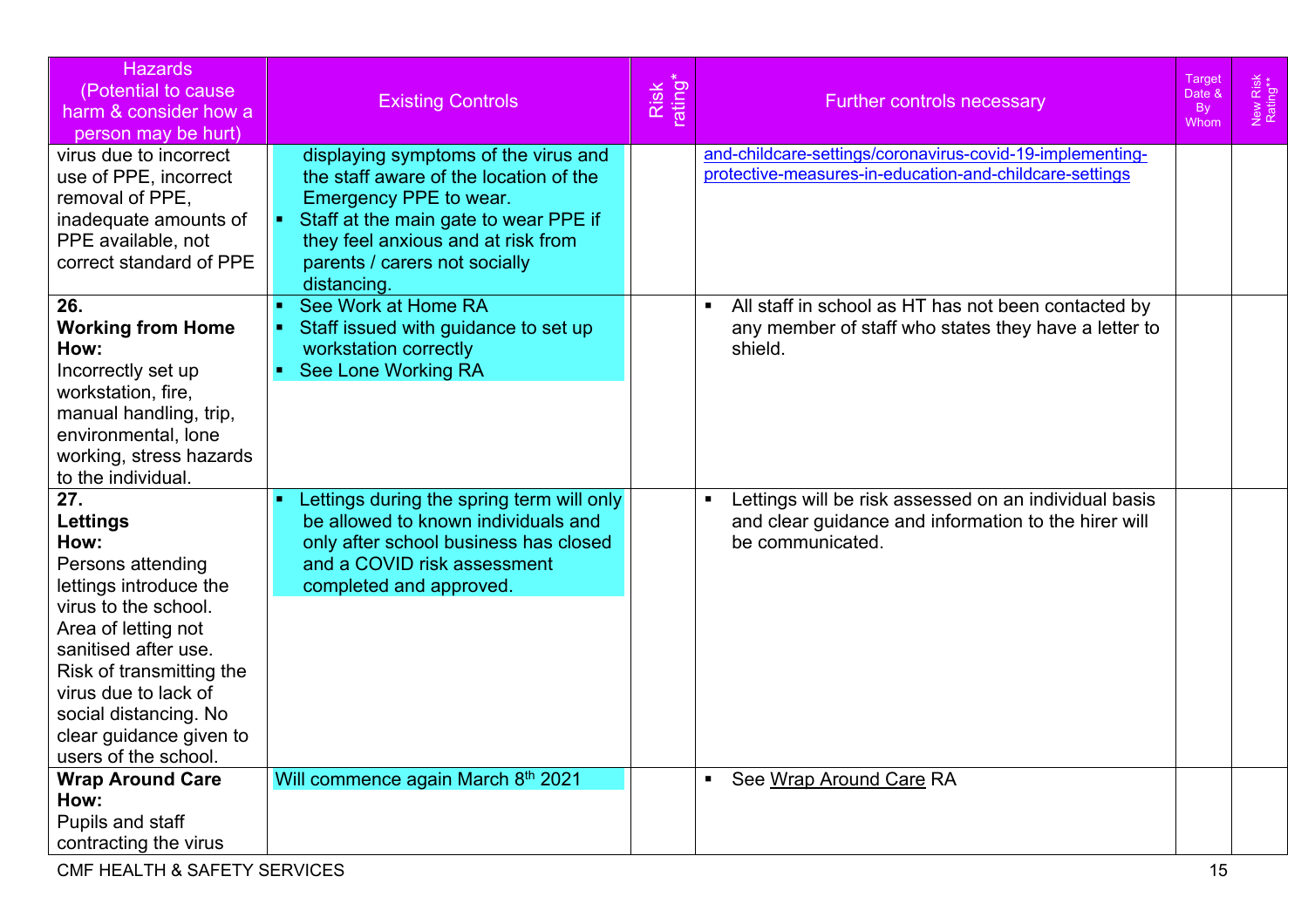| Hazards (Potential to cause harm & consider how a person may be hurt) | Existing Controls | Risk rating* | Further controls necessary | Target Date & By Whom | New Risk Rating** |
|---|---|---|---|---|---|
| virus due to incorrect use of PPE, incorrect removal of PPE, inadequate amounts of PPE available, not correct standard of PPE | displaying symptoms of the virus and the staff aware of the location of the Emergency PPE to wear.<br>▪ Staff at the main gate to wear PPE if they feel anxious and at risk from parents / carers not socially distancing. | | and-childcare-settings/coronavirus-covid-19-implementing-protective-measures-in-education-and-childcare-settings | | |
| **26.**<br>**Working from Home**<br>**How:**<br>Incorrectly set up workstation, fire, manual handling, trip, environmental, lone working, stress hazards to the individual. | ▪ See Work at Home RA<br>▪ Staff issued with guidance to set up workstation correctly<br>▪ See Lone Working RA | | ▪ All staff in school as HT has not been contacted by any member of staff who states they have a letter to shield. | | |
| **27.**<br>**Lettings**<br>**How:**<br>Persons attending lettings introduce the virus to the school. Area of letting not sanitised after use. Risk of transmitting the virus due to lack of social distancing. No clear guidance given to users of the school. | ▪ Lettings during the spring term will only be allowed to known individuals and only after school business has closed and a COVID risk assessment completed and approved. | | ▪ Lettings will be risk assessed on an individual basis and clear guidance and information to the hirer will be communicated. | | |
| **Wrap Around Care**<br>**How:**<br>Pupils and staff contracting the virus | Will commence again March 8th 2021 | | ▪ See Wrap Around Care RA | | |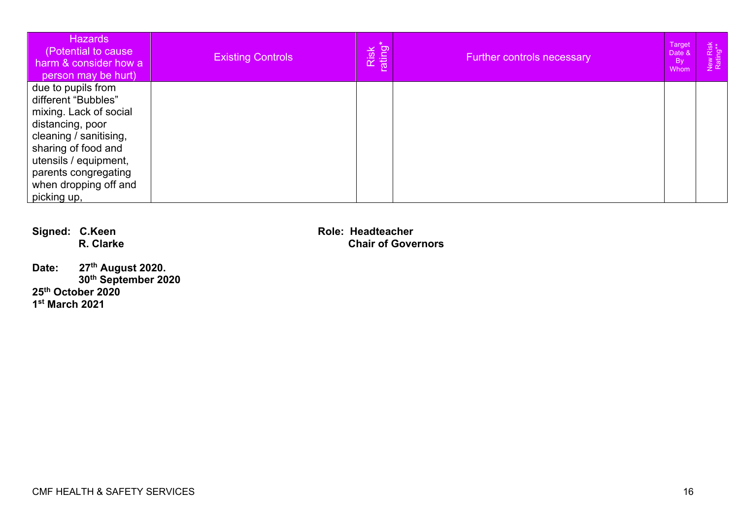| Hazards (Potential to cause harm & consider how a person may be hurt) | Existing Controls | Risk rating* | Further controls necessary | Target Date & By Whom | New Risk Rating** |
|---|---|---|---|---|---|
| due to pupils from different "Bubbles" mixing. Lack of social distancing, poor cleaning / sanitising, sharing of food and utensils / equipment, parents congregating when dropping off and picking up, | | | | | |

**Signed: C.Keen** **Role: Headteacher**
**R. Clarke** **Chair of Governors**

**Date: 27th August 2020.**
**30th September 2020**
**25th October 2020**
**1st March 2021**

CMF HEALTH & SAFETY SERVICES